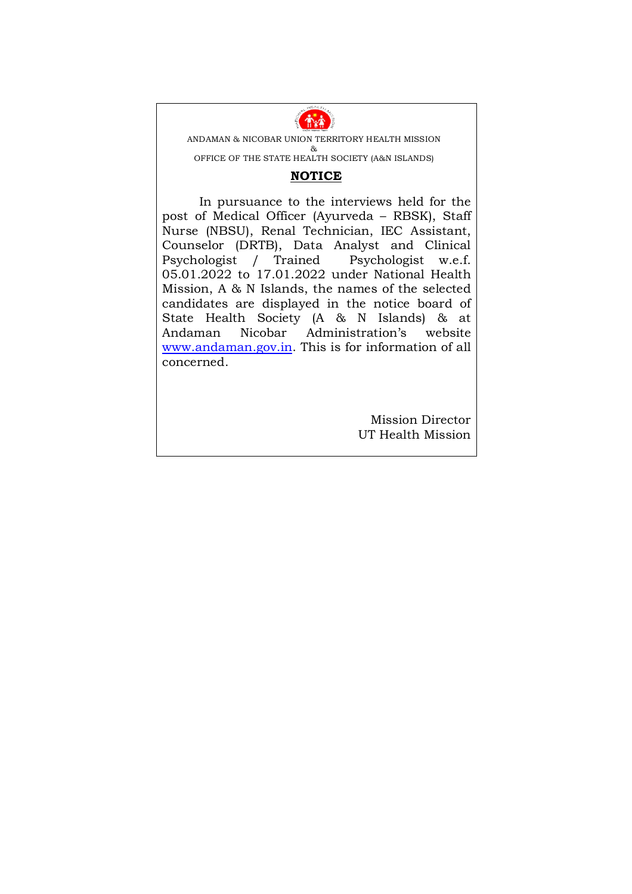ANDAMAN & NICOBAR UNION TERRITORY HEALTH MISSION
&
OFFICE OF THE STATE HEALTH SOCIETY (A&N ISLANDS)

## NOTICE

In pursuance to the interviews held for the post of Medical Officer (Ayurveda – RBSK), Staff Nurse (NBSU), Renal Technician, IEC Assistant, Counselor (DRTB), Data Analyst and Clinical Psychologist / Trained Psychologist w.e.f. 05.01.2022 to 17.01.2022 under National Health Mission, A & N Islands, the names of the selected candidates are displayed in the notice board of State Health Society (A & N Islands) & at Andaman Nicobar Administration's website www.andaman.gov.in. This is for information of all concerned.

Mission Director
UT Health Mission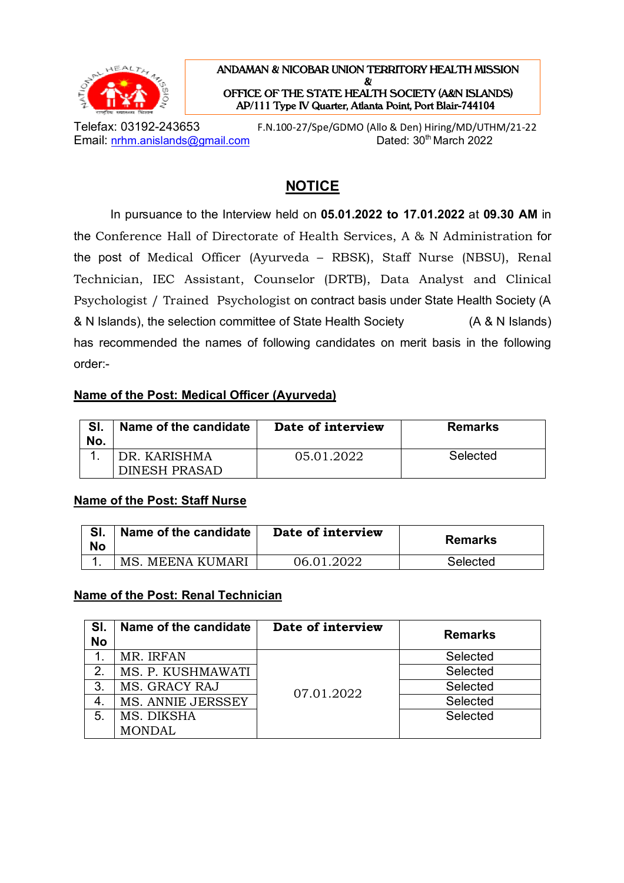ANDAMAN & NICOBAR UNION TERRITORY HEALTH MISSION
&
OFFICE OF THE STATE HEALTH SOCIETY (A&N ISLANDS)
AP/111 Type IV Quarter, Atlanta Point, Port Blair-744104

Telefax: 03192-243653
Email: nrhm.anislands@gmail.com

F.N.100-27/Spe/GDMO (Allo & Den) Hiring/MD/UTHM/21-22
Dated: 30th March 2022

## NOTICE

In pursuance to the Interview held on **05.01.2022 to 17.01.2022** at **09.30 AM** in the Conference Hall of Directorate of Health Services, A & N Administration for the post of Medical Officer (Ayurveda – RBSK), Staff Nurse (NBSU), Renal Technician, IEC Assistant, Counselor (DRTB), Data Analyst and Clinical Psychologist / Trained Psychologist on contract basis under State Health Society (A & N Islands), the selection committee of State Health Society (A & N Islands) has recommended the names of following candidates on merit basis in the following order:-

**Name of the Post: Medical Officer (Ayurveda)**

| Sl. No. | Name of the candidate | Date of interview | Remarks |
|---|---|---|---|
| 1. | DR. KARISHMA DINESH PRASAD | 05.01.2022 | Selected |

**Name of the Post: Staff Nurse**

| Sl. No | Name of the candidate | Date of interview | Remarks |
|---|---|---|---|
| 1. | MS. MEENA KUMARI | 06.01.2022 | Selected |

**Name of the Post: Renal Technician**

| Sl. No | Name of the candidate | Date of interview | Remarks |
|---|---|---|---|
| 1. | MR. IRFAN | 07.01.2022 | Selected |
| 2. | MS. P. KUSHMAWATI | | Selected |
| 3. | MS. GRACY RAJ | | Selected |
| 4. | MS. ANNIE JERSSEY | | Selected |
| 5. | MS. DIKSHA MONDAL | | Selected |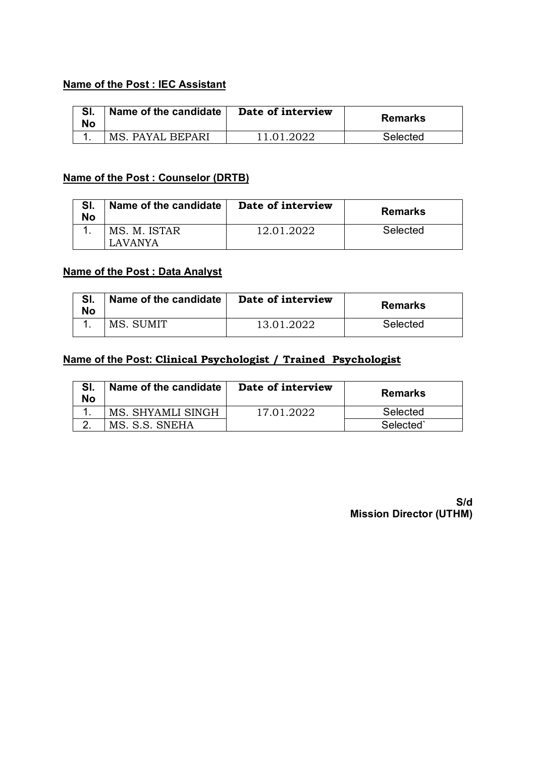**Name of the Post : IEC Assistant**

| Sl. No | Name of the candidate | Date of interview | Remarks |
|---|---|---|---|
| 1. | MS. PAYAL BEPARI | 11.01.2022 | Selected |

**Name of the Post : Counselor (DRTB)**

| Sl. No | Name of the candidate | Date of interview | Remarks |
|---|---|---|---|
| 1. | MS. M. ISTAR LAVANYA | 12.01.2022 | Selected |

**Name of the Post : Data Analyst**

| Sl. No | Name of the candidate | Date of interview | Remarks |
|---|---|---|---|
| 1. | MS. SUMIT | 13.01.2022 | Selected |

**Name of the Post: Clinical Psychologist / Trained Psychologist**

| Sl. No | Name of the candidate | Date of interview | Remarks |
|---|---|---|---|
| 1. | MS. SHYAMLI SINGH | 17.01.2022 | Selected |
| 2. | MS. S.S. SNEHA | | Selected` |

**S/d**
**Mission Director (UTHM)**